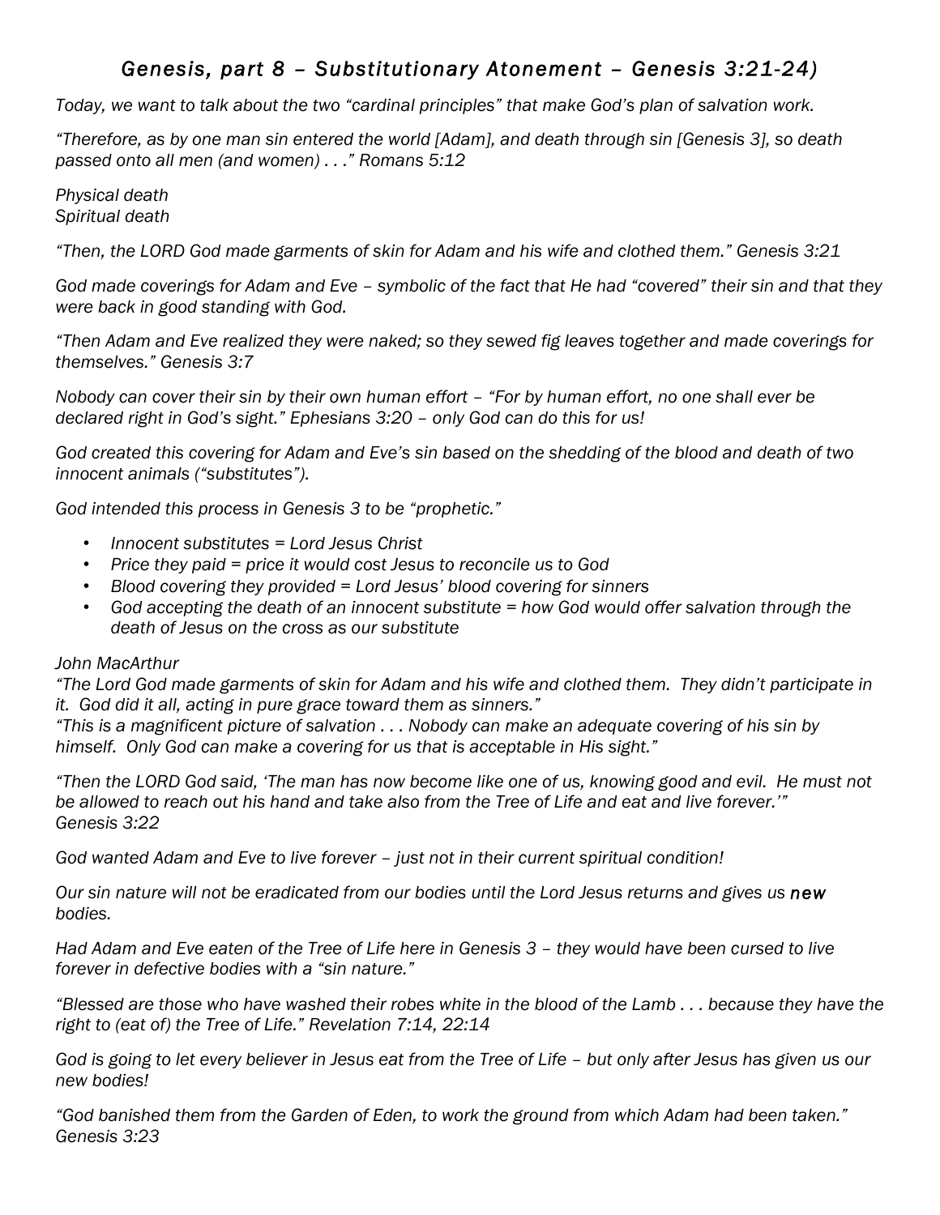# *Genesis, part 8 – Substitutionary Atonement – Genesis 3:21-24)*

*Today, we want to talk about the two "cardinal principles" that make God's plan of salvation work.*

*"Therefore, as by one man sin entered the world [Adam], and death through sin [Genesis 3], so death passed onto all men (and women) . . ." Romans 5:12*

*Physical death*
*Spiritual death*

*"Then, the LORD God made garments of skin for Adam and his wife and clothed them." Genesis 3:21*

*God made coverings for Adam and Eve – symbolic of the fact that He had "covered" their sin and that they were back in good standing with God.*

*"Then Adam and Eve realized they were naked; so they sewed fig leaves together and made coverings for themselves." Genesis 3:7*

*Nobody can cover their sin by their own human effort – "For by human effort, no one shall ever be declared right in God's sight." Ephesians 3:20 – only God can do this for us!*

*God created this covering for Adam and Eve's sin based on the shedding of the blood and death of two innocent animals ("substitutes").*

*God intended this process in Genesis 3 to be "prophetic."*

- *Innocent substitutes = Lord Jesus Christ*
- *Price they paid = price it would cost Jesus to reconcile us to God*
- *Blood covering they provided = Lord Jesus' blood covering for sinners*
- *God accepting the death of an innocent substitute = how God would offer salvation through the death of Jesus on the cross as our substitute*

*John MacArthur*
*"The Lord God made garments of skin for Adam and his wife and clothed them. They didn't participate in it. God did it all, acting in pure grace toward them as sinners."*
*"This is a magnificent picture of salvation . . . Nobody can make an adequate covering of his sin by himself. Only God can make a covering for us that is acceptable in His sight."*

*"Then the LORD God said, 'The man has now become like one of us, knowing good and evil. He must not be allowed to reach out his hand and take also from the Tree of Life and eat and live forever.'" Genesis 3:22*

*God wanted Adam and Eve to live forever – just not in their current spiritual condition!*

*Our sin nature will not be eradicated from our bodies until the Lord Jesus returns and gives us **new** bodies.*

*Had Adam and Eve eaten of the Tree of Life here in Genesis 3 – they would have been cursed to live forever in defective bodies with a "sin nature."*

*"Blessed are those who have washed their robes white in the blood of the Lamb . . . because they have the right to (eat of) the Tree of Life." Revelation 7:14, 22:14*

*God is going to let every believer in Jesus eat from the Tree of Life – but only after Jesus has given us our new bodies!*

*"God banished them from the Garden of Eden, to work the ground from which Adam had been taken." Genesis 3:23*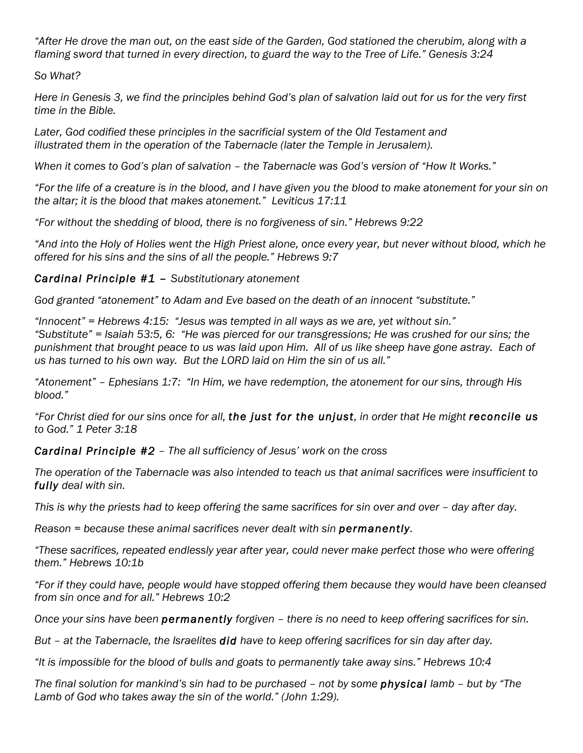*"After He drove the man out, on the east side of the Garden, God stationed the cherubim, along with a flaming sword that turned in every direction, to guard the way to the Tree of Life." Genesis 3:24*

*So What?*

*Here in Genesis 3, we find the principles behind God's plan of salvation laid out for us for the very first time in the Bible.*

*Later, God codified these principles in the sacrificial system of the Old Testament and illustrated them in the operation of the Tabernacle (later the Temple in Jerusalem).*

*When it comes to God's plan of salvation – the Tabernacle was God's version of "How It Works."*

*"For the life of a creature is in the blood, and I have given you the blood to make atonement for your sin on the altar; it is the blood that makes atonement." Leviticus 17:11*

*"For without the shedding of blood, there is no forgiveness of sin." Hebrews 9:22*

*"And into the Holy of Holies went the High Priest alone, once every year, but never without blood, which he offered for his sins and the sins of all the people." Hebrews 9:7*

***Cardinal Principle #1*** *– Substitutionary atonement*

*God granted "atonement" to Adam and Eve based on the death of an innocent "substitute."*

*"Innocent" = Hebrews 4:15: "Jesus was tempted in all ways as we are, yet without sin."*
*"Substitute" = Isaiah 53:5, 6: "He was pierced for our transgressions; He was crushed for our sins; the punishment that brought peace to us was laid upon Him. All of us like sheep have gone astray. Each of us has turned to his own way. But the LORD laid on Him the sin of us all."*

*"Atonement" – Ephesians 1:7: "In Him, we have redemption, the atonement for our sins, through His blood."*

*"For Christ died for our sins once for all,* ***the just for the unjust****, in order that He might* ***reconcile us*** *to God." 1 Peter 3:18*

***Cardinal Principle #2*** *– The all sufficiency of Jesus' work on the cross*

*The operation of the Tabernacle was also intended to teach us that animal sacrifices were insufficient to* ***fully*** *deal with sin.*

*This is why the priests had to keep offering the same sacrifices for sin over and over – day after day.*

*Reason = because these animal sacrifices never dealt with sin* ***permanently****.*

*"These sacrifices, repeated endlessly year after year, could never make perfect those who were offering them." Hebrews 10:1b*

*"For if they could have, people would have stopped offering them because they would have been cleansed from sin once and for all." Hebrews 10:2*

*Once your sins have been* ***permanently*** *forgiven – there is no need to keep offering sacrifices for sin.*

*But – at the Tabernacle, the Israelites* ***did*** *have to keep offering sacrifices for sin day after day.*

*"It is impossible for the blood of bulls and goats to permanently take away sins." Hebrews 10:4*

*The final solution for mankind's sin had to be purchased – not by some* ***physical*** *lamb – but by "The Lamb of God who takes away the sin of the world." (John 1:29).*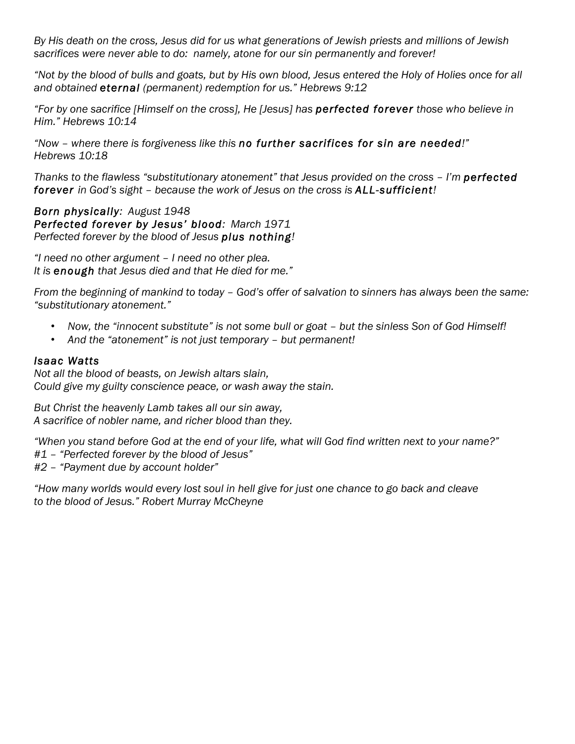*By His death on the cross, Jesus did for us what generations of Jewish priests and millions of Jewish sacrifices were never able to do: namely, atone for our sin permanently and forever!*

*"Not by the blood of bulls and goats, but by His own blood, Jesus entered the Holy of Holies once for all and obtained **eternal** (permanent) redemption for us." Hebrews 9:12*

*"For by one sacrifice [Himself on the cross], He [Jesus] has **perfected forever** those who believe in Him." Hebrews 10:14*

*"Now – where there is forgiveness like this **no further sacrifices for sin are needed**!" Hebrews 10:18*

*Thanks to the flawless "substitutionary atonement" that Jesus provided on the cross – I'm **perfected forever** in God's sight – because the work of Jesus on the cross is **ALL-sufficient**!*

***Born physically**: August 1948*
***Perfected forever by Jesus' blood**: March 1971*
*Perfected forever by the blood of Jesus **plus nothing**!*

*"I need no other argument – I need no other plea.*
*It is **enough** that Jesus died and that He died for me."*

*From the beginning of mankind to today – God's offer of salvation to sinners has always been the same: "substitutionary atonement."*

- *Now, the "innocent substitute" is not some bull or goat – but the sinless Son of God Himself!*
- *And the "atonement" is not just temporary – but permanent!*

***Isaac Watts***
*Not all the blood of beasts, on Jewish altars slain,*
*Could give my guilty conscience peace, or wash away the stain.*

*But Christ the heavenly Lamb takes all our sin away,*
*A sacrifice of nobler name, and richer blood than they.*

*"When you stand before God at the end of your life, what will God find written next to your name?"*
*#1 – "Perfected forever by the blood of Jesus"*
*#2 – "Payment due by account holder"*

*"How many worlds would every lost soul in hell give for just one chance to go back and cleave to the blood of Jesus." Robert Murray McCheyne*